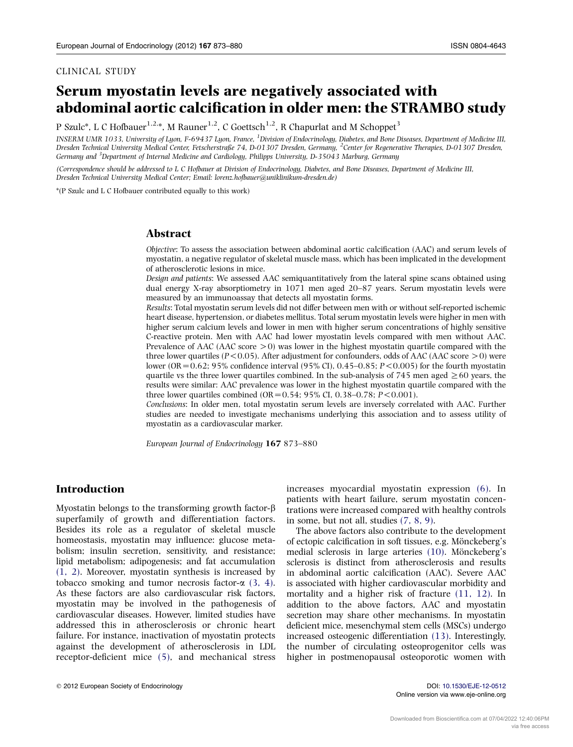CLINICAL STUDY

# Serum myostatin levels are negatively associated with abdominal aortic calcification in older men: the STRAMBO study

P Szulc*, L C Hofbauer[1,2,*], M Rauner[1,2], C Goettsch[1,2], R Chapurlat and M Schoppet[3]

INSERM UMR 1033, University of Lyon, F-69437 Lyon, France, [1]Division of Endocrinology, Diabetes, and Bone Diseases, Department of Medicine III, Dresden Technical University Medical Center, Fetscherstraße 74, D-01307 Dresden, Germany, [2]Center for Regenerative Therapies, D-01307 Dresden, Germany and [3]Department of Internal Medicine and Cardiology, Philipps University, D-35043 Marburg, Germany

*(Correspondence should be addressed to L C Hofbauer at Division of Endocrinology, Diabetes, and Bone Diseases, Department of Medicine III, Dresden Technical University Medical Center; Email: lorenz.hofbauer@uniklinikum-dresden.de)*

*(P Szulc and L C Hofbauer contributed equally to this work)

## Abstract

*Objective*: To assess the association between abdominal aortic calcification (AAC) and serum levels of myostatin, a negative regulator of skeletal muscle mass, which has been implicated in the development of atherosclerotic lesions in mice.

*Design and patients*: We assessed AAC semiquantitatively from the lateral spine scans obtained using dual energy X-ray absorptiometry in 1071 men aged 20–87 years. Serum myostatin levels were measured by an immunoassay that detects all myostatin forms.

*Results*: Total myostatin serum levels did not differ between men with or without self-reported ischemic heart disease, hypertension, or diabetes mellitus. Total serum myostatin levels were higher in men with higher serum calcium levels and lower in men with higher serum concentrations of highly sensitive C-reactive protein. Men with AAC had lower myostatin levels compared with men without AAC. Prevalence of AAC (AAC score $>0$) was lower in the highest myostatin quartile compared with the three lower quartiles ($P<0.05$). After adjustment for confounders, odds of AAC (AAC score $>0$) were lower (OR$=0.62$; 95% confidence interval (95% CI), 0.45–0.85; $P<0.005$) for the fourth myostatin quartile vs the three lower quartiles combined. In the sub-analysis of 745 men aged $\geq 60$ years, the results were similar: AAC prevalence was lower in the highest myostatin quartile compared with the three lower quartiles combined (OR$=0.54$; 95% CI, 0.38–0.78; $P<0.001$).

*Conclusions*: In older men, total myostatin serum levels are inversely correlated with AAC. Further studies are needed to investigate mechanisms underlying this association and to assess utility of myostatin as a cardiovascular marker.

*European Journal of Endocrinology* **167** 873–880

## Introduction

Myostatin belongs to the transforming growth factor-β superfamily of growth and differentiation factors. Besides its role as a regulator of skeletal muscle homeostasis, myostatin may influence: glucose metabolism; insulin secretion, sensitivity, and resistance; lipid metabolism; adipogenesis; and fat accumulation (1, 2). Moreover, myostatin synthesis is increased by tobacco smoking and tumor necrosis factor-α (3, 4). As these factors are also cardiovascular risk factors, myostatin may be involved in the pathogenesis of cardiovascular diseases. However, limited studies have addressed this in atherosclerosis or chronic heart failure. For instance, inactivation of myostatin protects against the development of atherosclerosis in LDL receptor-deficient mice (5), and mechanical stress increases myocardial myostatin expression (6). In patients with heart failure, serum myostatin concentrations were increased compared with healthy controls in some, but not all, studies (7, 8, 9).

The above factors also contribute to the development of ectopic calcification in soft tissues, e.g. Mönckeberg's medial sclerosis in large arteries (10). Mönckeberg's sclerosis is distinct from atherosclerosis and results in abdominal aortic calcification (AAC). Severe AAC is associated with higher cardiovascular morbidity and mortality and a higher risk of fracture (11, 12). In addition to the above factors, AAC and myostatin secretion may share other mechanisms. In myostatin deficient mice, mesenchymal stem cells (MSCs) undergo increased osteogenic differentiation (13). Interestingly, the number of circulating osteoprogenitor cells was higher in postmenopausal osteoporotic women with

© 2012 European Society of Endocrinology

DOI: 10.1530/EJE-12-0512
Online version via www.eje-online.org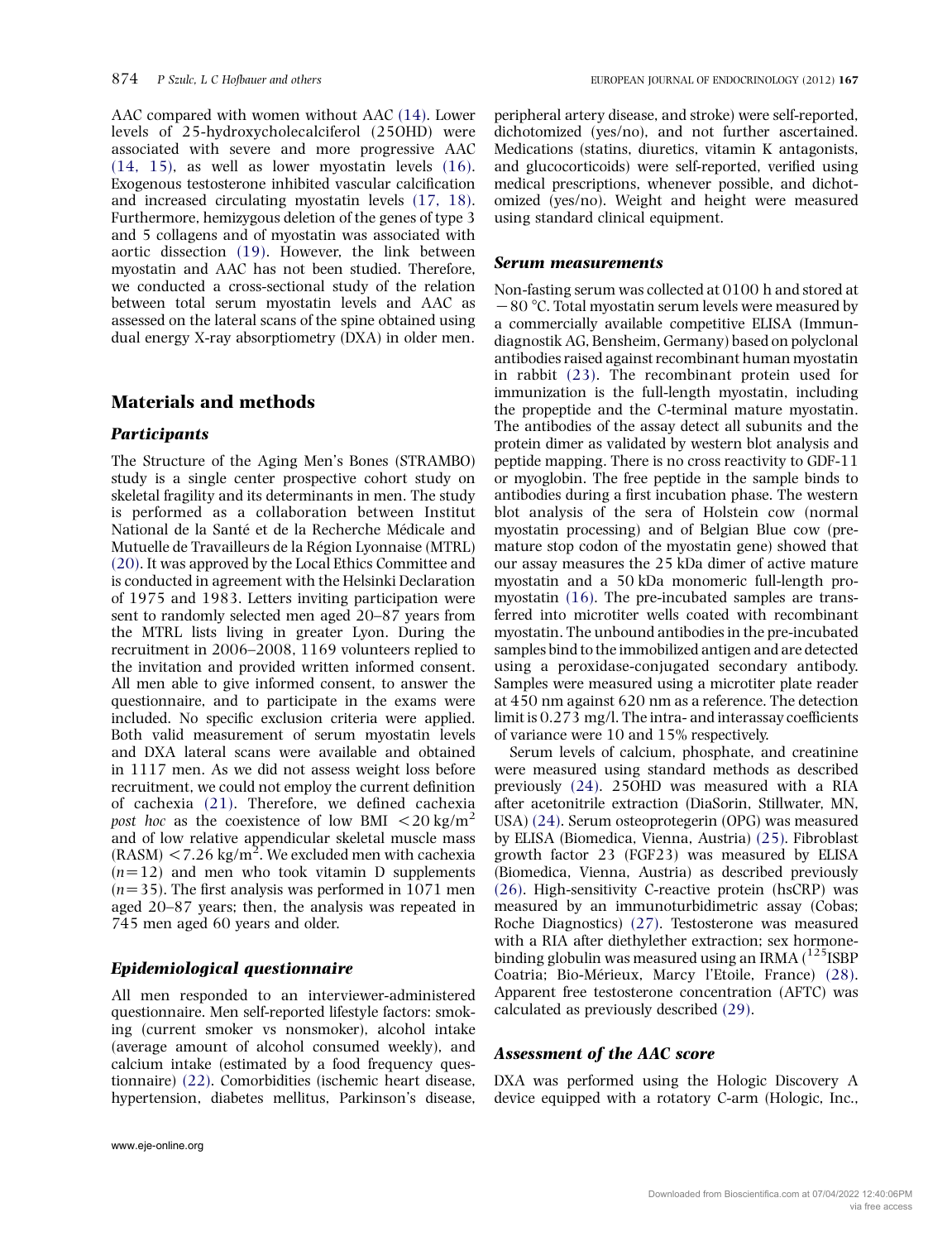AAC compared with women without AAC (14). Lower levels of 25-hydroxycholecalciferol (25OHD) were associated with severe and more progressive AAC (14, 15), as well as lower myostatin levels (16). Exogenous testosterone inhibited vascular calcification and increased circulating myostatin levels (17, 18). Furthermore, hemizygous deletion of the genes of type 3 and 5 collagens and of myostatin was associated with aortic dissection (19). However, the link between myostatin and AAC has not been studied. Therefore, we conducted a cross-sectional study of the relation between total serum myostatin levels and AAC as assessed on the lateral scans of the spine obtained using dual energy X-ray absorptiometry (DXA) in older men.

## Materials and methods

### Participants

The Structure of the Aging Men's Bones (STRAMBO) study is a single center prospective cohort study on skeletal fragility and its determinants in men. The study is performed as a collaboration between Institut National de la Santé et de la Recherche Médicale and Mutuelle de Travailleurs de la Région Lyonnaise (MTRL) (20). It was approved by the Local Ethics Committee and is conducted in agreement with the Helsinki Declaration of 1975 and 1983. Letters inviting participation were sent to randomly selected men aged 20–87 years from the MTRL lists living in greater Lyon. During the recruitment in 2006–2008, 1169 volunteers replied to the invitation and provided written informed consent. All men able to give informed consent, to answer the questionnaire, and to participate in the exams were included. No specific exclusion criteria were applied. Both valid measurement of serum myostatin levels and DXA lateral scans were available and obtained in 1117 men. As we did not assess weight loss before recruitment, we could not employ the current definition of cachexia (21). Therefore, we defined cachexia *post hoc* as the coexistence of low BMI $<20$ kg/m$^2$ and of low relative appendicular skeletal muscle mass (RASM) $<7.26$ kg/m$^2$. We excluded men with cachexia ($n=12$) and men who took vitamin D supplements ($n=35$). The first analysis was performed in 1071 men aged 20–87 years; then, the analysis was repeated in 745 men aged 60 years and older.

### Epidemiological questionnaire

All men responded to an interviewer-administered questionnaire. Men self-reported lifestyle factors: smoking (current smoker vs nonsmoker), alcohol intake (average amount of alcohol consumed weekly), and calcium intake (estimated by a food frequency questionnaire) (22). Comorbidities (ischemic heart disease, hypertension, diabetes mellitus, Parkinson's disease, peripheral artery disease, and stroke) were self-reported, dichotomized (yes/no), and not further ascertained. Medications (statins, diuretics, vitamin K antagonists, and glucocorticoids) were self-reported, verified using medical prescriptions, whenever possible, and dichotomized (yes/no). Weight and height were measured using standard clinical equipment.

### Serum measurements

Non-fasting serum was collected at 0100 h and stored at −80 °C. Total myostatin serum levels were measured by a commercially available competitive ELISA (Immundiagnostik AG, Bensheim, Germany) based on polyclonal antibodies raised against recombinant human myostatin in rabbit (23). The recombinant protein used for immunization is the full-length myostatin, including the propeptide and the C-terminal mature myostatin. The antibodies of the assay detect all subunits and the protein dimer as validated by western blot analysis and peptide mapping. There is no cross reactivity to GDF-11 or myoglobin. The free peptide in the sample binds to antibodies during a first incubation phase. The western blot analysis of the sera of Holstein cow (normal myostatin processing) and of Belgian Blue cow (premature stop codon of the myostatin gene) showed that our assay measures the 25 kDa dimer of active mature myostatin and a 50 kDa monomeric full-length promyostatin (16). The pre-incubated samples are transferred into microtiter wells coated with recombinant myostatin. The unbound antibodies in the pre-incubated samples bind to the immobilized antigen and are detected using a peroxidase-conjugated secondary antibody. Samples were measured using a microtiter plate reader at 450 nm against 620 nm as a reference. The detection limit is 0.273 mg/l. The intra- and interassay coefficients of variance were 10 and 15% respectively.

Serum levels of calcium, phosphate, and creatinine were measured using standard methods as described previously (24). 25OHD was measured with a RIA after acetonitrile extraction (DiaSorin, Stillwater, MN, USA) (24). Serum osteoprotegerin (OPG) was measured by ELISA (Biomedica, Vienna, Austria) (25). Fibroblast growth factor 23 (FGF23) was measured by ELISA (Biomedica, Vienna, Austria) as described previously (26). High-sensitivity C-reactive protein (hsCRP) was measured by an immunoturbidimetric assay (Cobas; Roche Diagnostics) (27). Testosterone was measured with a RIA after diethylether extraction; sex hormone-binding globulin was measured using an IRMA ($^{125}$ISBP Coatria; Bio-Mérieux, Marcy l'Etoile, France) (28). Apparent free testosterone concentration (AFTC) was calculated as previously described (29).

### Assessment of the AAC score

DXA was performed using the Hologic Discovery A device equipped with a rotatory C-arm (Hologic, Inc.,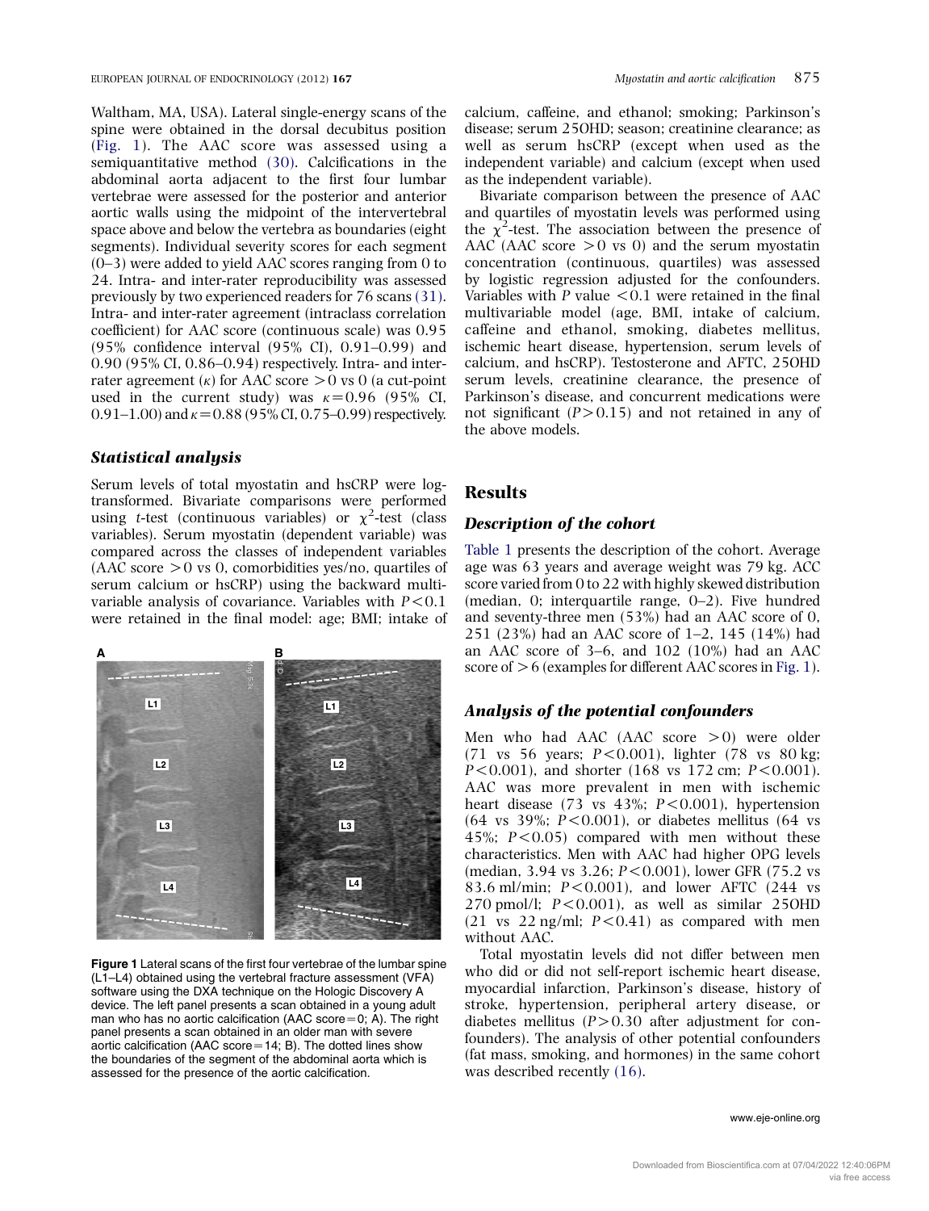Waltham, MA, USA). Lateral single-energy scans of the spine were obtained in the dorsal decubitus position (Fig. 1). The AAC score was assessed using a semiquantitative method (30). Calcifications in the abdominal aorta adjacent to the first four lumbar vertebrae were assessed for the posterior and anterior aortic walls using the midpoint of the intervertebral space above and below the vertebra as boundaries (eight segments). Individual severity scores for each segment (0–3) were added to yield AAC scores ranging from 0 to 24. Intra- and inter-rater reproducibility was assessed previously by two experienced readers for 76 scans (31). Intra- and inter-rater agreement (intraclass correlation coefficient) for AAC score (continuous scale) was 0.95 (95% confidence interval (95% CI), 0.91–0.99) and 0.90 (95% CI, 0.86–0.94) respectively. Intra- and inter-rater agreement ($\kappa$) for AAC score $>0$ vs 0 (a cut-point used in the current study) was $\kappa=0.96$ (95% CI, 0.91–1.00) and $\kappa=0.88$ (95% CI, 0.75–0.99) respectively.

### Statistical analysis

Serum levels of total myostatin and hsCRP were log-transformed. Bivariate comparisons were performed using *t*-test (continuous variables) or $\chi^2$-test (class variables). Serum myostatin (dependent variable) was compared across the classes of independent variables (AAC score $>0$ vs 0, comorbidities yes/no, quartiles of serum calcium or hsCRP) using the backward multivariable analysis of covariance. Variables with $P<0.1$ were retained in the final model: age; BMI; intake of calcium, caffeine, and ethanol; smoking; Parkinson's disease; serum 25OHD; season; creatinine clearance; as well as serum hsCRP (except when used as the independent variable) and calcium (except when used as the independent variable).

Figure 1 Lateral scans of the first four vertebrae of the lumbar spine (L1–L4) obtained using the vertebral fracture assessment (VFA) software using the DXA technique on the Hologic Discovery A device. The left panel presents a scan obtained in a young adult man who has no aortic calcification (AAC score=0; A). The right panel presents a scan obtained in an older man with severe aortic calcification (AAC score=14; B). The dotted lines show the boundaries of the segment of the abdominal aorta which is assessed for the presence of the aortic calcification.

Bivariate comparison between the presence of AAC and quartiles of myostatin levels was performed using the $\chi^2$-test. The association between the presence of AAC (AAC score $>0$ vs 0) and the serum myostatin concentration (continuous, quartiles) was assessed by logistic regression adjusted for the confounders. Variables with $P$ value $<0.1$ were retained in the final multivariable model (age, BMI, intake of calcium, caffeine and ethanol, smoking, diabetes mellitus, ischemic heart disease, hypertension, serum levels of calcium, and hsCRP). Testosterone and AFTC, 25OHD serum levels, creatinine clearance, the presence of Parkinson's disease, and concurrent medications were not significant ($P>0.15$) and not retained in any of the above models.

## Results

### Description of the cohort

Table 1 presents the description of the cohort. Average age was 63 years and average weight was 79 kg. ACC score varied from 0 to 22 with highly skewed distribution (median, 0; interquartile range, 0–2). Five hundred and seventy-three men (53%) had an AAC score of 0, 251 (23%) had an AAC score of 1–2, 145 (14%) had an AAC score of 3–6, and 102 (10%) had an AAC score of $>6$ (examples for different AAC scores in Fig. 1).

### Analysis of the potential confounders

Men who had AAC (AAC score $>0$) were older (71 vs 56 years; $P<0.001$), lighter (78 vs 80 kg; $P<0.001$), and shorter (168 vs 172 cm; $P<0.001$). AAC was more prevalent in men with ischemic heart disease (73 vs 43%; $P<0.001$), hypertension (64 vs 39%; $P<0.001$), or diabetes mellitus (64 vs 45%; $P<0.05$) compared with men without these characteristics. Men with AAC had higher OPG levels (median, 3.94 vs 3.26; $P<0.001$), lower GFR (75.2 vs 83.6 ml/min; $P<0.001$), and lower AFTC (244 vs 270 pmol/l; $P<0.001$), as well as similar 25OHD (21 vs 22 ng/ml; $P<0.41$) as compared with men without AAC.

Total myostatin levels did not differ between men who did or did not self-report ischemic heart disease, myocardial infarction, Parkinson's disease, history of stroke, hypertension, peripheral artery disease, or diabetes mellitus ($P>0.30$ after adjustment for confounders). The analysis of other potential confounders (fat mass, smoking, and hormones) in the same cohort was described recently (16).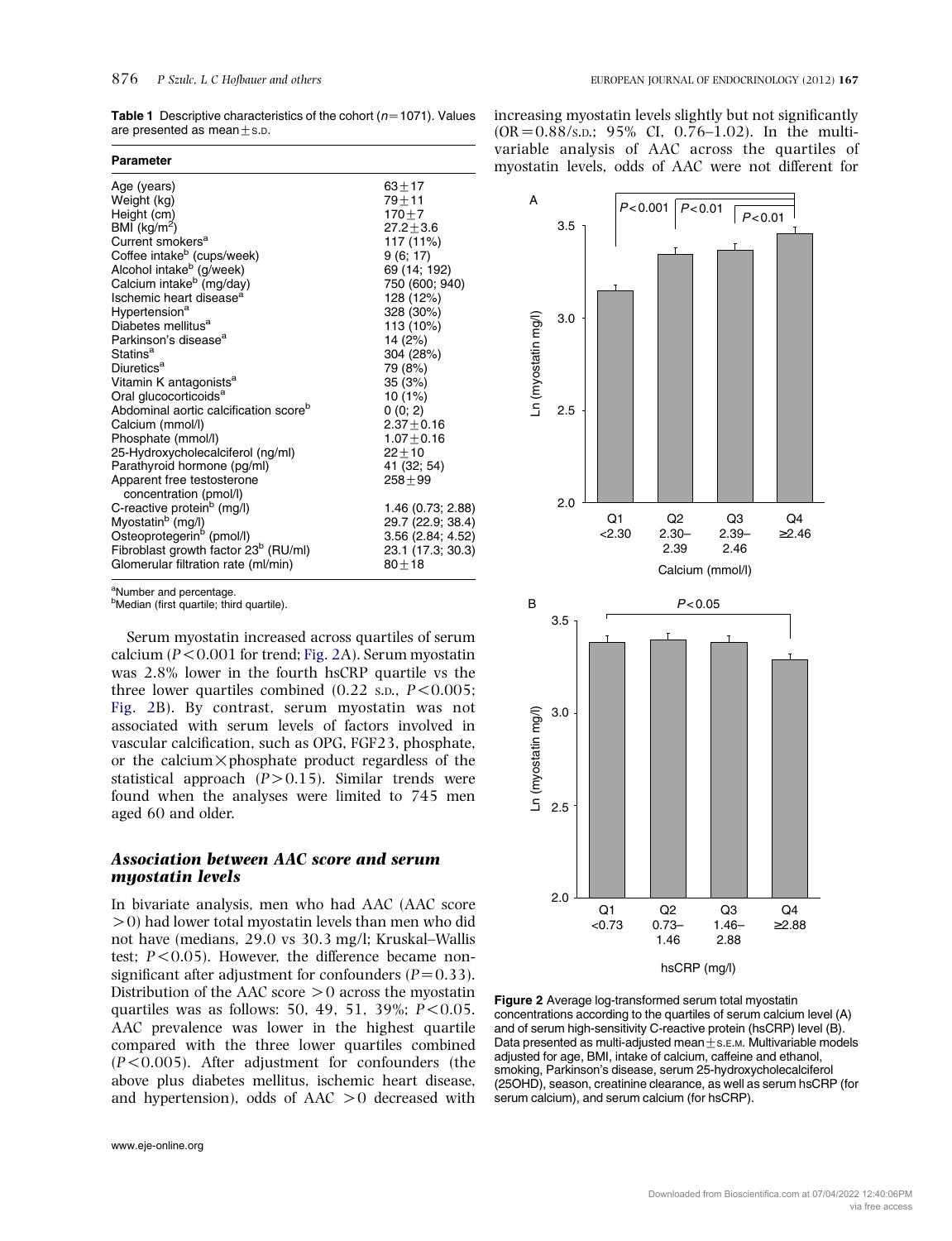**Table 1** Descriptive characteristics of the cohort ($n=1071$). Values are presented as mean ± S.D.

| Parameter | |
|---|---|
| Age (years) | 63 ± 17 |
| Weight (kg) | 79 ± 11 |
| Height (cm) | 170 ± 7 |
| BMI (kg/m$^2$) | 27.2 ± 3.6 |
| Current smokers[a] | 117 (11%) |
| Coffee intake[b] (cups/week) | 9 (6; 17) |
| Alcohol intake[b] (g/week) | 69 (14; 192) |
| Calcium intake[b] (mg/day) | 750 (600; 940) |
| Ischemic heart disease[a] | 128 (12%) |
| Hypertension[a] | 328 (30%) |
| Diabetes mellitus[a] | 113 (10%) |
| Parkinson's disease[a] | 14 (2%) |
| Statins[a] | 304 (28%) |
| Diuretics[a] | 79 (8%) |
| Vitamin K antagonists[a] | 35 (3%) |
| Oral glucocorticoids[a] | 10 (1%) |
| Abdominal aortic calcification score[b] | 0 (0; 2) |
| Calcium (mmol/l) | 2.37 ± 0.16 |
| Phosphate (mmol/l) | 1.07 ± 0.16 |
| 25-Hydroxycholecalciferol (ng/ml) | 22 ± 10 |
| Parathyroid hormone (pg/ml) | 41 (32; 54) |
| Apparent free testosterone concentration (pmol/l) | 258 ± 99 |
| C-reactive protein[b] (mg/l) | 1.46 (0.73; 2.88) |
| Myostatin[b] (mg/l) | 29.7 (22.9; 38.4) |
| Osteoprotegerin[b] (pmol/l) | 3.56 (2.84; 4.52) |
| Fibroblast growth factor 23[b] (RU/ml) | 23.1 (17.3; 30.3) |
| Glomerular filtration rate (ml/min) | 80 ± 18 |

[a]Number and percentage.
[b]Median (first quartile; third quartile).

Serum myostatin increased across quartiles of serum calcium ($P<0.001$ for trend; Fig. 2A). Serum myostatin was 2.8% lower in the fourth hsCRP quartile vs the three lower quartiles combined (0.22 S.D., $P<0.005$; Fig. 2B). By contrast, serum myostatin was not associated with serum levels of factors involved in vascular calcification, such as OPG, FGF23, phosphate, or the calcium × phosphate product regardless of the statistical approach ($P>0.15$). Similar trends were found when the analyses were limited to 745 men aged 60 and older.

### Association between AAC score and serum myostatin levels

In bivariate analysis, men who had AAC (AAC score $>0$) had lower total myostatin levels than men who did not have (medians, 29.0 vs 30.3 mg/l; Kruskal–Wallis test; $P<0.05$). However, the difference became non-significant after adjustment for confounders ($P=0.33$). Distribution of the AAC score $>0$ across the myostatin quartiles was as follows: 50, 49, 51, 39%; $P<0.05$. AAC prevalence was lower in the highest quartile compared with the three lower quartiles combined ($P<0.005$). After adjustment for confounders (the above plus diabetes mellitus, ischemic heart disease, and hypertension), odds of AAC $>0$ decreased with increasing myostatin levels slightly but not significantly (OR=0.88/S.D.; 95% CI, 0.76–1.02). In the multivariable analysis of AAC across the quartiles of myostatin levels, odds of AAC were not different for

**Figure 2** Average log-transformed serum total myostatin concentrations according to the quartiles of serum calcium level (A) and of serum high-sensitivity C-reactive protein (hsCRP) level (B). Data presented as multi-adjusted mean ± S.E.M. Multivariable models adjusted for age, BMI, intake of calcium, caffeine and ethanol, smoking, Parkinson's disease, serum 25-hydroxycholecalciferol (25OHD), season, creatinine clearance, as well as serum hsCRP (for serum calcium), and serum calcium (for hsCRP).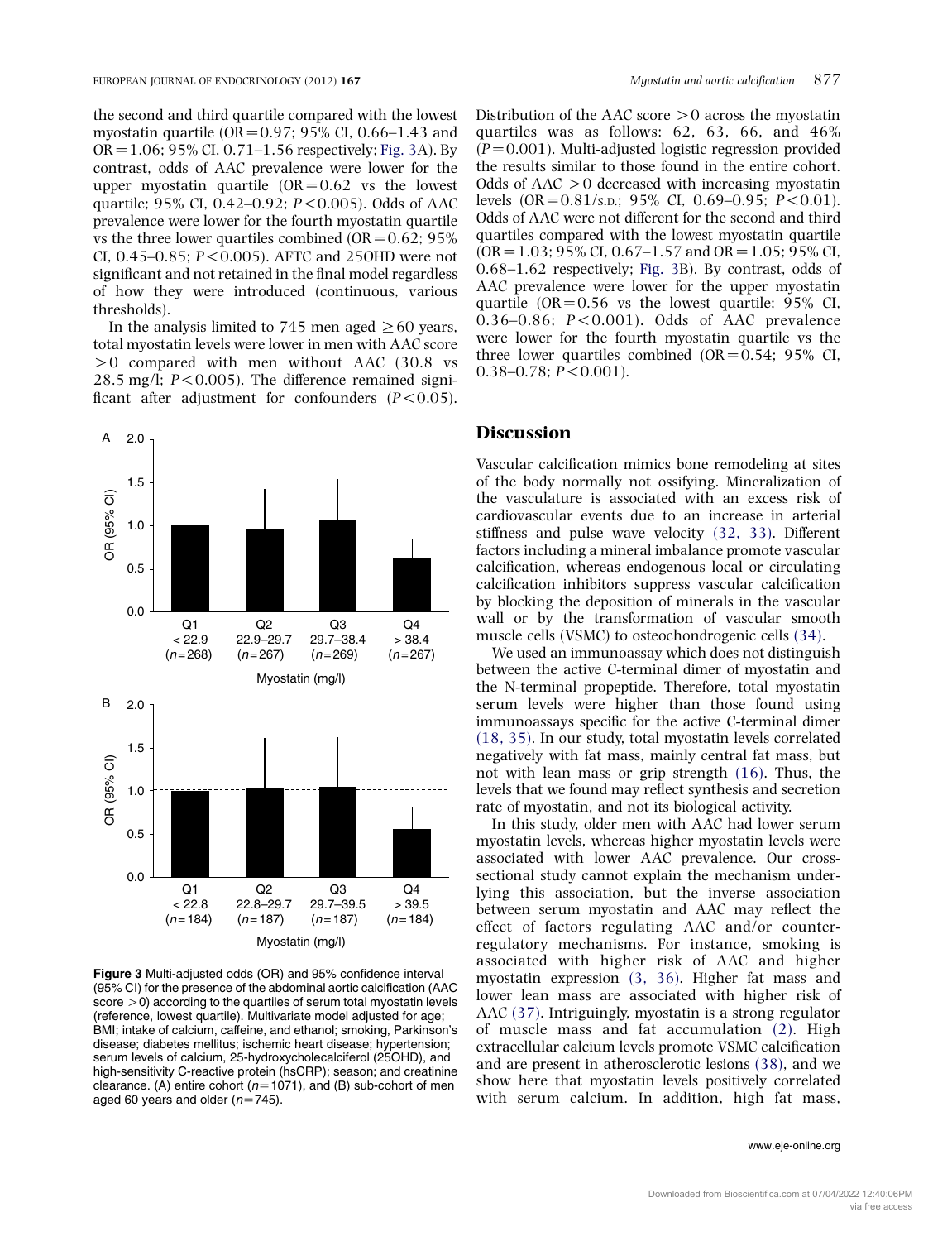the second and third quartile compared with the lowest myostatin quartile (OR = 0.97; 95% CI, 0.66–1.43 and OR = 1.06; 95% CI, 0.71–1.56 respectively; Fig. 3A). By contrast, odds of AAC prevalence were lower for the upper myostatin quartile (OR = 0.62 vs the lowest quartile; 95% CI, 0.42–0.92; $P<0.005$). Odds of AAC prevalence were lower for the fourth myostatin quartile vs the three lower quartiles combined (OR = 0.62; 95% CI, 0.45–0.85; $P<0.005$). AFTC and 25OHD were not significant and not retained in the final model regardless of how they were introduced (continuous, various thresholds).

In the analysis limited to 745 men aged ≥60 years, total myostatin levels were lower in men with AAC score >0 compared with men without AAC (30.8 vs 28.5 mg/l; $P<0.005$). The difference remained significant after adjustment for confounders ($P<0.05$).

Distribution of the AAC score >0 across the myostatin quartiles was as follows: 62, 63, 66, and 46% ($P=0.001$). Multi-adjusted logistic regression provided the results similar to those found in the entire cohort. Odds of AAC >0 decreased with increasing myostatin levels (OR = 0.81/S.D.; 95% CI, 0.69–0.95; $P<0.01$). Odds of AAC were not different for the second and third quartiles compared with the lowest myostatin quartile (OR = 1.03; 95% CI, 0.67–1.57 and OR = 1.05; 95% CI, 0.68–1.62 respectively; Fig. 3B). By contrast, odds of AAC prevalence were lower for the upper myostatin quartile (OR = 0.56 vs the lowest quartile; 95% CI, 0.36–0.86; $P<0.001$). Odds of AAC prevalence were lower for the fourth myostatin quartile vs the three lower quartiles combined (OR = 0.54; 95% CI, 0.38–0.78; $P<0.001$).

**Figure 3** Multi-adjusted odds (OR) and 95% confidence interval (95% CI) for the presence of the abdominal aortic calcification (AAC score >0) according to the quartiles of serum total myostatin levels (reference, lowest quartile). Multivariate model adjusted for age; BMI; intake of calcium, caffeine, and ethanol; smoking, Parkinson's disease; diabetes mellitus; ischemic heart disease; hypertension; serum levels of calcium, 25-hydroxycholecalciferol (25OHD), and high-sensitivity C-reactive protein (hsCRP); season; and creatinine clearance. (A) entire cohort ($n=1071$), and (B) sub-cohort of men aged 60 years and older ($n=745$).

## Discussion

Vascular calcification mimics bone remodeling at sites of the body normally not ossifying. Mineralization of the vasculature is associated with an excess risk of cardiovascular events due to an increase in arterial stiffness and pulse wave velocity (32, 33). Different factors including a mineral imbalance promote vascular calcification, whereas endogenous local or circulating calcification inhibitors suppress vascular calcification by blocking the deposition of minerals in the vascular wall or by the transformation of vascular smooth muscle cells (VSMC) to osteochondrogenic cells (34).

We used an immunoassay which does not distinguish between the active C-terminal dimer of myostatin and the N-terminal propeptide. Therefore, total myostatin serum levels were higher than those found using immunoassays specific for the active C-terminal dimer (18, 35). In our study, total myostatin levels correlated negatively with fat mass, mainly central fat mass, but not with lean mass or grip strength (16). Thus, the levels that we found may reflect synthesis and secretion rate of myostatin, and not its biological activity.

In this study, older men with AAC had lower serum myostatin levels, whereas higher myostatin levels were associated with lower AAC prevalence. Our cross-sectional study cannot explain the mechanism underlying this association, but the inverse association between serum myostatin and AAC may reflect the effect of factors regulating AAC and/or counter-regulatory mechanisms. For instance, smoking is associated with higher risk of AAC and higher myostatin expression (3, 36). Higher fat mass and lower lean mass are associated with higher risk of AAC (37). Intriguingly, myostatin is a strong regulator of muscle mass and fat accumulation (2). High extracellular calcium levels promote VSMC calcification and are present in atherosclerotic lesions (38), and we show here that myostatin levels positively correlated with serum calcium. In addition, high fat mass,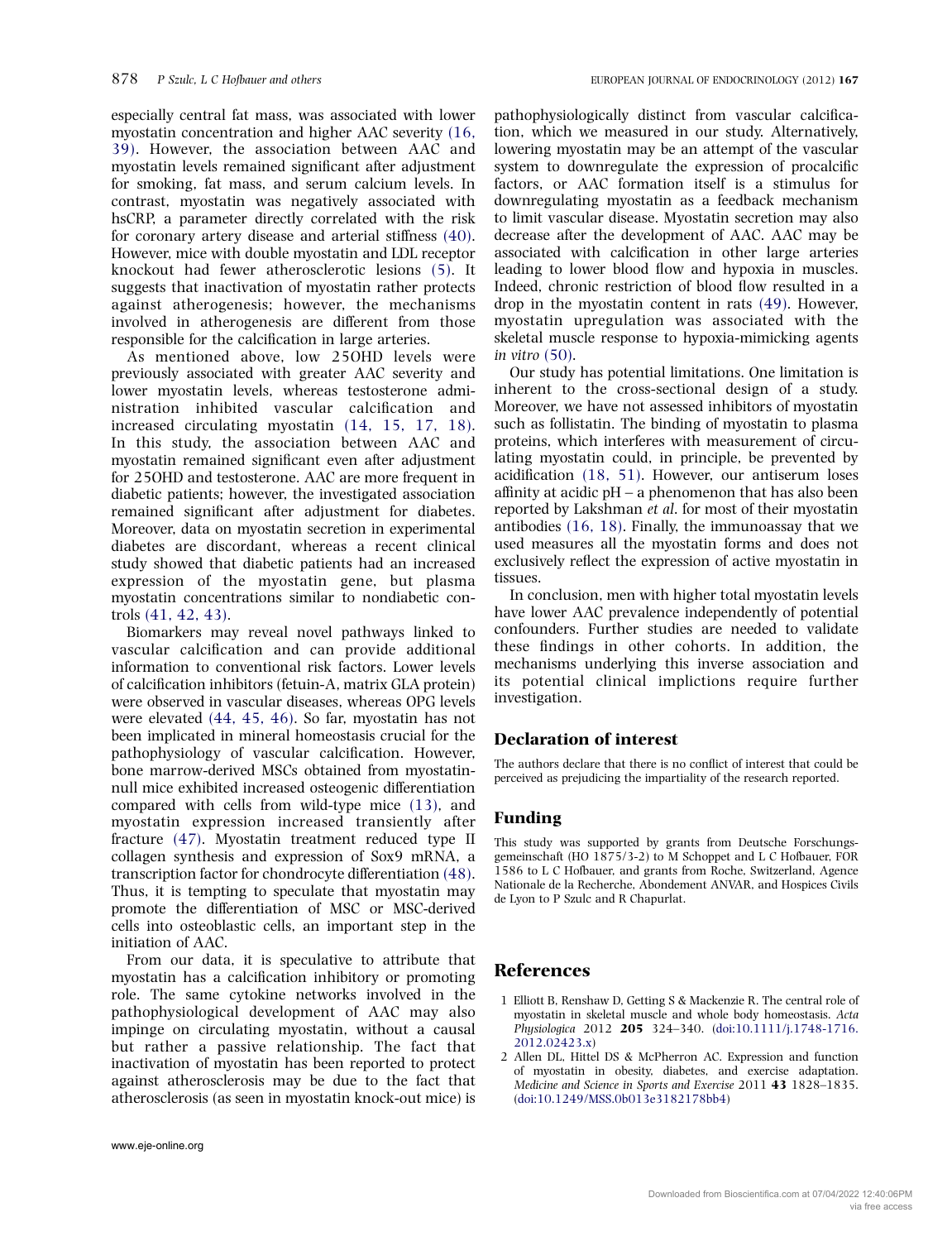especially central fat mass, was associated with lower myostatin concentration and higher AAC severity (16, 39). However, the association between AAC and myostatin levels remained significant after adjustment for smoking, fat mass, and serum calcium levels. In contrast, myostatin was negatively associated with hsCRP, a parameter directly correlated with the risk for coronary artery disease and arterial stiffness (40). However, mice with double myostatin and LDL receptor knockout had fewer atherosclerotic lesions (5). It suggests that inactivation of myostatin rather protects against atherogenesis; however, the mechanisms involved in atherogenesis are different from those responsible for the calcification in large arteries.

As mentioned above, low 25OHD levels were previously associated with greater AAC severity and lower myostatin levels, whereas testosterone administration inhibited vascular calcification and increased circulating myostatin (14, 15, 17, 18). In this study, the association between AAC and myostatin remained significant even after adjustment for 25OHD and testosterone. AAC are more frequent in diabetic patients; however, the investigated association remained significant after adjustment for diabetes. Moreover, data on myostatin secretion in experimental diabetes are discordant, whereas a recent clinical study showed that diabetic patients had an increased expression of the myostatin gene, but plasma myostatin concentrations similar to nondiabetic controls (41, 42, 43).

Biomarkers may reveal novel pathways linked to vascular calcification and can provide additional information to conventional risk factors. Lower levels of calcification inhibitors (fetuin-A, matrix GLA protein) were observed in vascular diseases, whereas OPG levels were elevated (44, 45, 46). So far, myostatin has not been implicated in mineral homeostasis crucial for the pathophysiology of vascular calcification. However, bone marrow-derived MSCs obtained from myostatin-null mice exhibited increased osteogenic differentiation compared with cells from wild-type mice (13), and myostatin expression increased transiently after fracture (47). Myostatin treatment reduced type II collagen synthesis and expression of Sox9 mRNA, a transcription factor for chondrocyte differentiation (48). Thus, it is tempting to speculate that myostatin may promote the differentiation of MSC or MSC-derived cells into osteoblastic cells, an important step in the initiation of AAC.

From our data, it is speculative to attribute that myostatin has a calcification inhibitory or promoting role. The same cytokine networks involved in the pathophysiological development of AAC may also impinge on circulating myostatin, without a causal but rather a passive relationship. The fact that inactivation of myostatin has been reported to protect against atherosclerosis may be due to the fact that atherosclerosis (as seen in myostatin knock-out mice) is pathophysiologically distinct from vascular calcification, which we measured in our study. Alternatively, lowering myostatin may be an attempt of the vascular system to downregulate the expression of procalcific factors, or AAC formation itself is a stimulus for downregulating myostatin as a feedback mechanism to limit vascular disease. Myostatin secretion may also decrease after the development of AAC. AAC may be associated with calcification in other large arteries leading to lower blood flow and hypoxia in muscles. Indeed, chronic restriction of blood flow resulted in a drop in the myostatin content in rats (49). However, myostatin upregulation was associated with the skeletal muscle response to hypoxia-mimicking agents *in vitro* (50).

Our study has potential limitations. One limitation is inherent to the cross-sectional design of a study. Moreover, we have not assessed inhibitors of myostatin such as follistatin. The binding of myostatin to plasma proteins, which interferes with measurement of circulating myostatin could, in principle, be prevented by acidification (18, 51). However, our antiserum loses affinity at acidic pH – a phenomenon that has also been reported by Lakshman *et al*. for most of their myostatin antibodies (16, 18). Finally, the immunoassay that we used measures all the myostatin forms and does not exclusively reflect the expression of active myostatin in tissues.

In conclusion, men with higher total myostatin levels have lower AAC prevalence independently of potential confounders. Further studies are needed to validate these findings in other cohorts. In addition, the mechanisms underlying this inverse association and its potential clinical implictions require further investigation.

## Declaration of interest

The authors declare that there is no conflict of interest that could be perceived as prejudicing the impartiality of the research reported.

## Funding

This study was supported by grants from Deutsche Forschungsgemeinschaft (HO 1875/3-2) to M Schoppet and L C Hofbauer, FOR 1586 to L C Hofbauer, and grants from Roche, Switzerland, Agence Nationale de la Recherche, Abondement ANVAR, and Hospices Civils de Lyon to P Szulc and R Chapurlat.

## References

1 Elliott B, Renshaw D, Getting S & Mackenzie R. The central role of myostatin in skeletal muscle and whole body homeostasis. *Acta Physiologica* 2012 **205** 324–340. (doi:10.1111/j.1748-1716.2012.02423.x)

2 Allen DL, Hittel DS & McPherron AC. Expression and function of myostatin in obesity, diabetes, and exercise adaptation. *Medicine and Science in Sports and Exercise* 2011 **43** 1828–1835. (doi:10.1249/MSS.0b013e3182178bb4)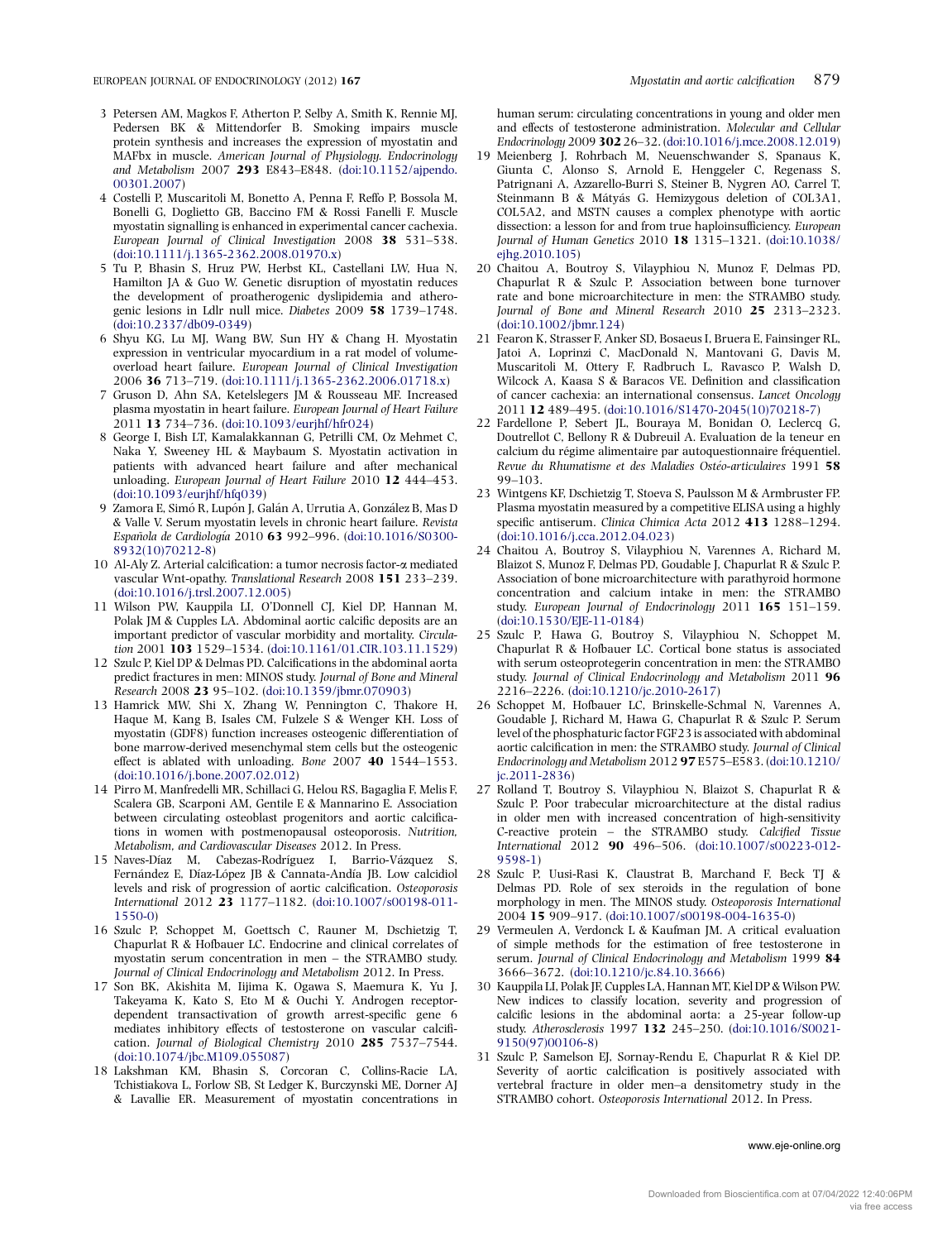3 Petersen AM, Magkos F, Atherton P, Selby A, Smith K, Rennie MJ, Pedersen BK & Mittendorfer B. Smoking impairs muscle protein synthesis and increases the expression of myostatin and MAFbx in muscle. *American Journal of Physiology. Endocrinology and Metabolism* 2007 **293** E843–E848. (doi:10.1152/ajpendo.00301.2007)

4 Costelli P, Muscaritoli M, Bonetto A, Penna F, Reffo P, Bossola M, Bonelli G, Doglietto GB, Baccino FM & Rossi Fanelli F. Muscle myostatin signalling is enhanced in experimental cancer cachexia. *European Journal of Clinical Investigation* 2008 **38** 531–538. (doi:10.1111/j.1365-2362.2008.01970.x)

5 Tu P, Bhasin S, Hruz PW, Herbst KL, Castellani LW, Hua N, Hamilton JA & Guo W. Genetic disruption of myostatin reduces the development of proatherogenic dyslipidemia and atherogenic lesions in Ldlr null mice. *Diabetes* 2009 **58** 1739–1748. (doi:10.2337/db09-0349)

6 Shyu KG, Lu MJ, Wang BW, Sun HY & Chang H. Myostatin expression in ventricular myocardium in a rat model of volume-overload heart failure. *European Journal of Clinical Investigation* 2006 **36** 713–719. (doi:10.1111/j.1365-2362.2006.01718.x)

7 Gruson D, Ahn SA, Ketelslegers JM & Rousseau MF. Increased plasma myostatin in heart failure. *European Journal of Heart Failure* 2011 **13** 734–736. (doi:10.1093/eurjhf/hfr024)

8 George I, Bish LT, Kamalakkannan G, Petrilli CM, Oz Mehmet C, Naka Y, Sweeney HL & Maybaum S. Myostatin activation in patients with advanced heart failure and after mechanical unloading. *European Journal of Heart Failure* 2010 **12** 444–453. (doi:10.1093/eurjhf/hfq039)

9 Zamora E, Simó R, Lupón J, Galán A, Urrutia A, González B, Mas D & Valle V. Serum myostatin levels in chronic heart failure. *Revista Española de Cardiología* 2010 **63** 992–996. (doi:10.1016/S0300-8932(10)70212-8)

10 Al-Aly Z. Arterial calcification: a tumor necrosis factor-α mediated vascular Wnt-opathy. *Translational Research* 2008 **151** 233–239. (doi:10.1016/j.trsl.2007.12.005)

11 Wilson PW, Kauppila LI, O'Donnell CJ, Kiel DP, Hannan M, Polak JM & Cupples LA. Abdominal aortic calcific deposits are an important predictor of vascular morbidity and mortality. *Circulation* 2001 **103** 1529–1534. (doi:10.1161/01.CIR.103.11.1529)

12 Szulc P, Kiel DP & Delmas PD. Calcifications in the abdominal aorta predict fractures in men: MINOS study. *Journal of Bone and Mineral Research* 2008 **23** 95–102. (doi:10.1359/jbmr.070903)

13 Hamrick MW, Shi X, Zhang W, Pennington C, Thakore H, Haque M, Kang B, Isales CM, Fulzele S & Wenger KH. Loss of myostatin (GDF8) function increases osteogenic differentiation of bone marrow-derived mesenchymal stem cells but the osteogenic effect is ablated with unloading. *Bone* 2007 **40** 1544–1553. (doi:10.1016/j.bone.2007.02.012)

14 Pirro M, Manfredelli MR, Schillaci G, Helou RS, Bagaglia F, Melis F, Scalera GB, Scarponi AM, Gentile E & Mannarino E. Association between circulating osteoblast progenitors and aortic calcifications in women with postmenopausal osteoporosis. *Nutrition, Metabolism, and Cardiovascular Diseases* 2012. In Press.

15 Naves-Díaz M, Cabezas-Rodríguez I, Barrio-Vázquez S, Fernández E, Díaz-López JB & Cannata-Andía JB. Low calcidiol levels and risk of progression of aortic calcification. *Osteoporosis International* 2012 **23** 1177–1182. (doi:10.1007/s00198-011-1550-0)

16 Szulc P, Schoppet M, Goettsch C, Rauner M, Dschietzig T, Chapurlat R & Hofbauer LC. Endocrine and clinical correlates of myostatin serum concentration in men – the STRAMBO study. *Journal of Clinical Endocrinology and Metabolism* 2012. In Press.

17 Son BK, Akishita M, Iijima K, Ogawa S, Maemura K, Yu J, Takeyama K, Kato S, Eto M & Ouchi Y. Androgen receptor-dependent transactivation of growth arrest-specific gene 6 mediates inhibitory effects of testosterone on vascular calcification. *Journal of Biological Chemistry* 2010 **285** 7537–7544. (doi:10.1074/jbc.M109.055087)

18 Lakshman KM, Bhasin S, Corcoran C, Collins-Racie LA, Tchistiakova L, Forlow SB, St Ledger K, Burczynski ME, Dorner AJ & Lavallie ER. Measurement of myostatin concentrations in human serum: circulating concentrations in young and older men and effects of testosterone administration. *Molecular and Cellular Endocrinology* 2009 **302** 26–32. (doi:10.1016/j.mce.2008.12.019)

19 Meienberg J, Rohrbach M, Neuenschwander S, Spanaus K, Giunta C, Alonso S, Arnold E, Henggeler C, Regenass S, Patrignani A, Azzarello-Burri S, Steiner B, Nygren AO, Carrel T, Steinmann B & Mátyás G. Hemizygous deletion of COL3A1, COL5A2, and MSTN causes a complex phenotype with aortic dissection: a lesson for and from true haploinsufficiency. *European Journal of Human Genetics* 2010 **18** 1315–1321. (doi:10.1038/ejhg.2010.105)

20 Chaitou A, Boutroy S, Vilayphiou N, Munoz F, Delmas PD, Chapurlat R & Szulc P. Association between bone turnover rate and bone microarchitecture in men: the STRAMBO study. *Journal of Bone and Mineral Research* 2010 **25** 2313–2323. (doi:10.1002/jbmr.124)

21 Fearon K, Strasser F, Anker SD, Bosaeus I, Bruera E, Fainsinger RL, Jatoi A, Loprinzi C, MacDonald N, Mantovani G, Davis M, Muscaritoli M, Ottery F, Radbruch L, Ravasco P, Walsh D, Wilcock A, Kaasa S & Baracos VE. Definition and classification of cancer cachexia: an international consensus. *Lancet Oncology* 2011 **12** 489–495. (doi:10.1016/S1470-2045(10)70218-7)

22 Fardellone P, Sebert JL, Bouraya M, Bonidan O, Leclercq G, Doutrellot C, Bellony R & Dubreuil A. Evaluation de la teneur en calcium du régime alimentaire par autoquestionnaire fréquentiel. *Revue du Rhumatisme et des Maladies Ostéo-articulaires* 1991 **58** 99–103.

23 Wintgens KF, Dschietzig T, Stoeva S, Paulsson M & Armbruster FP. Plasma myostatin measured by a competitive ELISA using a highly specific antiserum. *Clinica Chimica Acta* 2012 **413** 1288–1294. (doi:10.1016/j.cca.2012.04.023)

24 Chaitou A, Boutroy S, Vilayphiou N, Varennes A, Richard M, Blaizot S, Munoz F, Delmas PD, Goudable J, Chapurlat R & Szulc P. Association of bone microarchitecture with parathyroid hormone concentration and calcium intake in men: the STRAMBO study. *European Journal of Endocrinology* 2011 **165** 151–159. (doi:10.1530/EJE-11-0184)

25 Szulc P, Hawa G, Boutroy S, Vilayphiou N, Schoppet M, Chapurlat R & Hofbauer LC. Cortical bone status is associated with serum osteoprotegerin concentration in men: the STRAMBO study. *Journal of Clinical Endocrinology and Metabolism* 2011 **96** 2216–2226. (doi:10.1210/jc.2010-2617)

26 Schoppet M, Hofbauer LC, Brinskelle-Schmal N, Varennes A, Goudable J, Richard M, Hawa G, Chapurlat R & Szulc P. Serum level of the phosphaturic factor FGF23 is associated with abdominal aortic calcification in men: the STRAMBO study. *Journal of Clinical Endocrinology and Metabolism* 2012 **97** E575–E583. (doi:10.1210/jc.2011-2836)

27 Rolland T, Boutroy S, Vilayphiou N, Blaizot S, Chapurlat R & Szulc P. Poor trabecular microarchitecture at the distal radius in older men with increased concentration of high-sensitivity C-reactive protein – the STRAMBO study. *Calcified Tissue International* 2012 **90** 496–506. (doi:10.1007/s00223-012-9598-1)

28 Szulc P, Uusi-Rasi K, Claustrat B, Marchand F, Beck TJ & Delmas PD. Role of sex steroids in the regulation of bone morphology in men. The MINOS study. *Osteoporosis International* 2004 **15** 909–917. (doi:10.1007/s00198-004-1635-0)

29 Vermeulen A, Verdonck L & Kaufman JM. A critical evaluation of simple methods for the estimation of free testosterone in serum. *Journal of Clinical Endocrinology and Metabolism* 1999 **84** 3666–3672. (doi:10.1210/jc.84.10.3666)

30 Kauppila LI, Polak JF, Cupples LA, Hannan MT, Kiel DP & Wilson PW. New indices to classify location, severity and progression of calcific lesions in the abdominal aorta: a 25-year follow-up study. *Atherosclerosis* 1997 **132** 245–250. (doi:10.1016/S0021-9150(97)00106-8)

31 Szulc P, Samelson EJ, Sornay-Rendu E, Chapurlat R & Kiel DP. Severity of aortic calcification is positively associated with vertebral fracture in older men–a densitometry study in the STRAMBO cohort. *Osteoporosis International* 2012. In Press.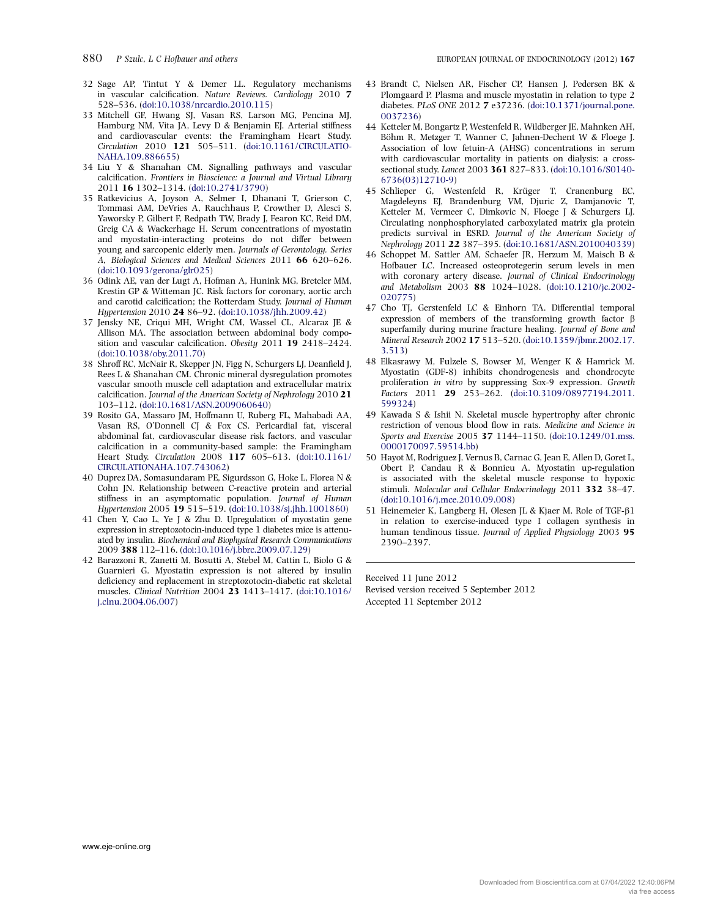32 Sage AP, Tintut Y & Demer LL. Regulatory mechanisms in vascular calcification. *Nature Reviews. Cardiology* 2010 **7** 528–536. (doi:10.1038/nrcardio.2010.115)

33 Mitchell GF, Hwang SJ, Vasan RS, Larson MG, Pencina MJ, Hamburg NM, Vita JA, Levy D & Benjamin EJ. Arterial stiffness and cardiovascular events: the Framingham Heart Study. *Circulation* 2010 **121** 505–511. (doi:10.1161/CIRCULATIONAHA.109.886655)

34 Liu Y & Shanahan CM. Signalling pathways and vascular calcification. *Frontiers in Bioscience: a Journal and Virtual Library* 2011 **16** 1302–1314. (doi:10.2741/3790)

35 Ratkevicius A, Joyson A, Selmer I, Dhanani T, Grierson C, Tommasi AM, DeVries A, Rauchhaus P, Crowther D, Alesci S, Yaworsky P, Gilbert F, Redpath TW, Brady J, Fearon KC, Reid DM, Greig CA & Wackerhage H. Serum concentrations of myostatin and myostatin-interacting proteins do not differ between young and sarcopenic elderly men. *Journals of Gerontology. Series A, Biological Sciences and Medical Sciences* 2011 **66** 620–626. (doi:10.1093/gerona/glr025)

36 Odink AE, van der Lugt A, Hofman A, Hunink MG, Breteler MM, Krestin GP & Witteman JC. Risk factors for coronary, aortic arch and carotid calcification; the Rotterdam Study. *Journal of Human Hypertension* 2010 **24** 86–92. (doi:10.1038/jhh.2009.42)

37 Jensky NE, Criqui MH, Wright CM, Wassel CL, Alcaraz JE & Allison MA. The association between abdominal body composition and vascular calcification. *Obesity* 2011 **19** 2418–2424. (doi:10.1038/oby.2011.70)

38 Shroff RC, McNair R, Skepper JN, Figg N, Schurgers LJ, Deanfield J, Rees L & Shanahan CM. Chronic mineral dysregulation promotes vascular smooth muscle cell adaptation and extracellular matrix calcification. *Journal of the American Society of Nephrology* 2010 **21** 103–112. (doi:10.1681/ASN.2009060640)

39 Rosito GA, Massaro JM, Hoffmann U, Ruberg FL, Mahabadi AA, Vasan RS, O'Donnell CJ & Fox CS. Pericardial fat, visceral abdominal fat, cardiovascular disease risk factors, and vascular calcification in a community-based sample: the Framingham Heart Study. *Circulation* 2008 **117** 605–613. (doi:10.1161/CIRCULATIONAHA.107.743062)

40 Duprez DA, Somasundaram PE, Sigurdsson G, Hoke L, Florea N & Cohn JN. Relationship between C-reactive protein and arterial stiffness in an asymptomatic population. *Journal of Human Hypertension* 2005 **19** 515–519. (doi:10.1038/sj.jhh.1001860)

41 Chen Y, Cao L, Ye J & Zhu D. Upregulation of myostatin gene expression in streptozotocin-induced type 1 diabetes mice is attenuated by insulin. *Biochemical and Biophysical Research Communications* 2009 **388** 112–116. (doi:10.1016/j.bbrc.2009.07.129)

42 Barazzoni R, Zanetti M, Bosutti A, Stebel M, Cattin L, Biolo G & Guarnieri G. Myostatin expression is not altered by insulin deficiency and replacement in streptozotocin-diabetic rat skeletal muscles. *Clinical Nutrition* 2004 **23** 1413–1417. (doi:10.1016/j.clnu.2004.06.007)

43 Brandt C, Nielsen AR, Fischer CP, Hansen J, Pedersen BK & Plomgaard P. Plasma and muscle myostatin in relation to type 2 diabetes. *PLoS ONE* 2012 **7** e37236. (doi:10.1371/journal.pone.0037236)

44 Ketteler M, Bongartz P, Westenfeld R, Wildberger JE, Mahnken AH, Böhm R, Metzger T, Wanner C, Jahnen-Dechent W & Floege J. Association of low fetuin-A (AHSG) concentrations in serum with cardiovascular mortality in patients on dialysis: a cross-sectional study. *Lancet* 2003 **361** 827–833. (doi:10.1016/S0140-6736(03)12710-9)

45 Schlieper G, Westenfeld R, Krüger T, Cranenburg EC, Magdeleyns EJ, Brandenburg VM, Djuric Z, Damjanovic T, Ketteler M, Vermeer C, Dimkovic N, Floege J & Schurgers LJ. Circulating nonphosphorylated carboxylated matrix gla protein predicts survival in ESRD. *Journal of the American Society of Nephrology* 2011 **22** 387–395. (doi:10.1681/ASN.2010040339)

46 Schoppet M, Sattler AM, Schaefer JR, Herzum M, Maisch B & Hofbauer LC. Increased osteoprotegerin serum levels in men with coronary artery disease. *Journal of Clinical Endocrinology and Metabolism* 2003 **88** 1024–1028. (doi:10.1210/jc.2002-020775)

47 Cho TJ, Gerstenfeld LC & Einhorn TA. Differential temporal expression of members of the transforming growth factor β superfamily during murine fracture healing. *Journal of Bone and Mineral Research* 2002 **17** 513–520. (doi:10.1359/jbmr.2002.17.3.513)

48 Elkasrawy M, Fulzele S, Bowser M, Wenger K & Hamrick M. Myostatin (GDF-8) inhibits chondrogenesis and chondrocyte proliferation *in vitro* by suppressing Sox-9 expression. *Growth Factors* 2011 **29** 253–262. (doi:10.3109/08977194.2011.599324)

49 Kawada S & Ishii N. Skeletal muscle hypertrophy after chronic restriction of venous blood flow in rats. *Medicine and Science in Sports and Exercise* 2005 **37** 1144–1150. (doi:10.1249/01.mss.0000170097.59514.bb)

50 Hayot M, Rodriguez J, Vernus B, Carnac G, Jean E, Allen D, Goret L, Obert P, Candau R & Bonnieu A. Myostatin up-regulation is associated with the skeletal muscle response to hypoxic stimuli. *Molecular and Cellular Endocrinology* 2011 **332** 38–47. (doi:10.1016/j.mce.2010.09.008)

51 Heinemeier K, Langberg H, Olesen JL & Kjaer M. Role of TGF-β1 in relation to exercise-induced type I collagen synthesis in human tendinous tissue. *Journal of Applied Physiology* 2003 **95** 2390–2397.

---

Received 11 June 2012
Revised version received 5 September 2012
Accepted 11 September 2012